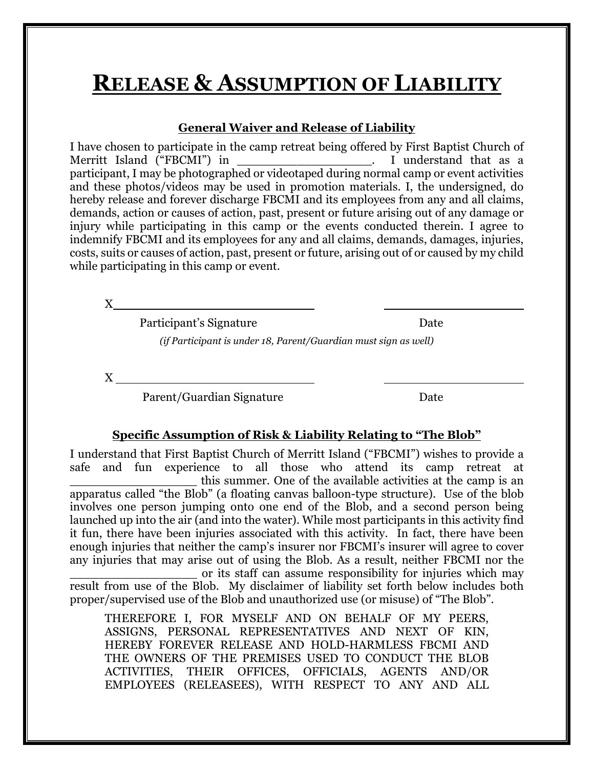# RELEASE & ASSUMPTION OF LIABILITY

## General Waiver and Release of Liability

I have chosen to participate in the camp retreat being offered by First Baptist Church of Merritt Island ("FBCMI") in \_\_\_\_\_\_\_\_\_\_\_\_\_\_\_\_\_\_. I understand that as a participant, I may be photographed or videotaped during normal camp or event activities and these photos/videos may be used in promotion materials. I, the undersigned, do hereby release and forever discharge FBCMI and its employees from any and all claims, demands, action or causes of action, past, present or future arising out of any damage or injury while participating in this camp or the events conducted therein. I agree to indemnify FBCMI and its employees for any and all claims, demands, damages, injuries, costs, suits or causes of action, past, present or future, arising out of or caused by my child while participating in this camp or event.

X\_\_\_\_\_\_\_\_\_\_\_\_\_\_\_\_\_\_\_\_\_\_\_\_\_\_\_\_ \_\_\_\_\_\_\_\_\_\_\_\_\_\_\_\_\_\_\_\_

Participant's Signature Date

*(if Participant is under 18, Parent/Guardian must sign as well)*

X \_\_\_\_\_\_\_\_\_\_\_\_\_\_\_\_\_\_\_\_\_\_\_\_\_\_\_\_ \_\_\_\_\_\_\_\_\_\_\_\_\_\_\_\_\_\_\_\_

Parent/Guardian Signature Date

## Specific Assumption of Risk & Liability Relating to "The Blob"

I understand that First Baptist Church of Merritt Island ("FBCMI") wishes to provide a safe and fun experience to all those who attend its camp retreat at \_\_\_\_\_\_\_\_\_\_\_\_\_\_\_\_\_\_ this summer. One of the available activities at the camp is an apparatus called "the Blob" (a floating canvas balloon-type structure). Use of the blob involves one person jumping onto one end of the Blob, and a second person being launched up into the air (and into the water). While most participants in this activity find it fun, there have been injuries associated with this activity. In fact, there have been enough injuries that neither the camp's insurer nor FBCMI's insurer will agree to cover any injuries that may arise out of using the Blob. As a result, neither FBCMI nor the \_\_\_\_\_\_\_\_\_\_\_\_\_\_\_\_\_\_ or its staff can assume responsibility for injuries which may result from use of the Blob. My disclaimer of liability set forth below includes both proper/supervised use of the Blob and unauthorized use (or misuse) of "The Blob".

THEREFORE I, FOR MYSELF AND ON BEHALF OF MY PEERS, ASSIGNS, PERSONAL REPRESENTATIVES AND NEXT OF KIN, HEREBY FOREVER RELEASE AND HOLD-HARMLESS FBCMI AND THE OWNERS OF THE PREMISES USED TO CONDUCT THE BLOB ACTIVITIES, THEIR OFFICES, OFFICIALS, AGENTS AND/OR EMPLOYEES (RELEASEES), WITH RESPECT TO ANY AND ALL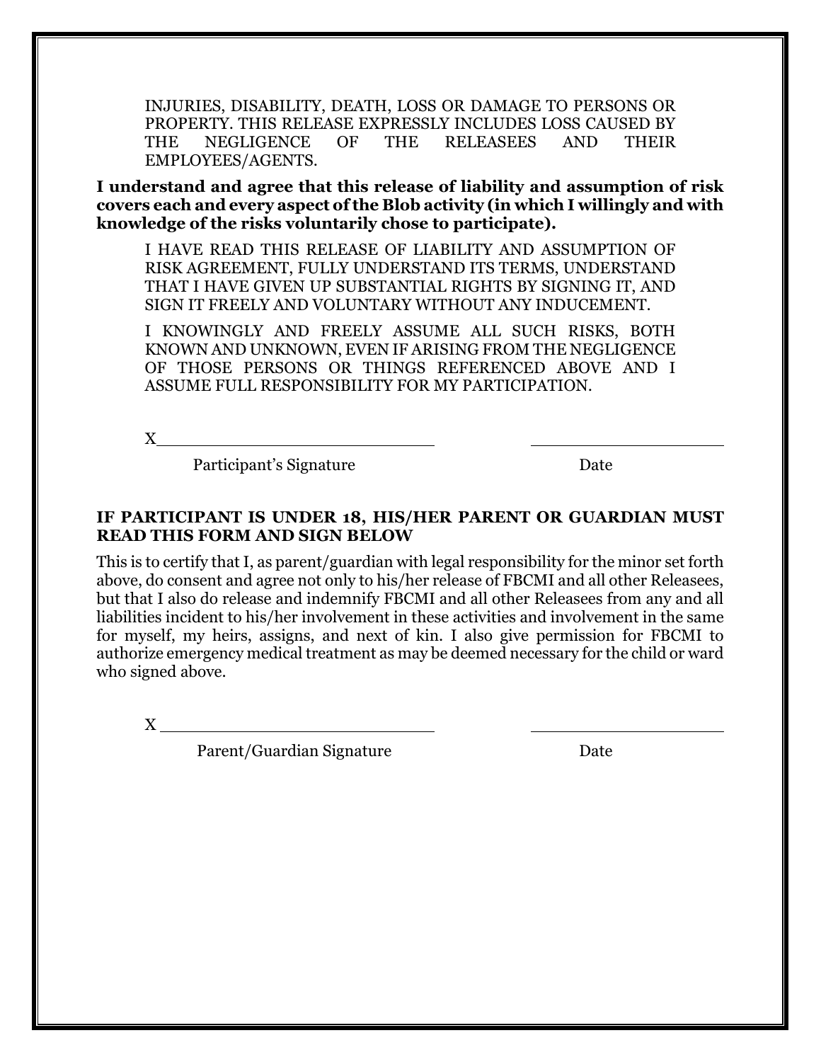INJURIES, DISABILITY, DEATH, LOSS OR DAMAGE TO PERSONS OR PROPERTY. THIS RELEASE EXPRESSLY INCLUDES LOSS CAUSED BY THE NEGLIGENCE OF THE RELEASEES AND THEIR EMPLOYEES/AGENTS.

**I understand and agree that this release of liability and assumption of risk covers each and every aspect of the Blob activity (in which I willingly and with knowledge of the risks voluntarily chose to participate).**

I HAVE READ THIS RELEASE OF LIABILITY AND ASSUMPTION OF RISK AGREEMENT, FULLY UNDERSTAND ITS TERMS, UNDERSTAND THAT I HAVE GIVEN UP SUBSTANTIAL RIGHTS BY SIGNING IT, AND SIGN IT FREELY AND VOLUNTARY WITHOUT ANY INDUCEMENT.

I KNOWINGLY AND FREELY ASSUME ALL SUCH RISKS, BOTH KNOWN AND UNKNOWN, EVEN IF ARISING FROM THE NEGLIGENCE OF THOSE PERSONS OR THINGS REFERENCED ABOVE AND I ASSUME FULL RESPONSIBILITY FOR MY PARTICIPATION.

X______________________________ ______________________

Participant's Signature Date

**IF PARTICIPANT IS UNDER 18, HIS/HER PARENT OR GUARDIAN MUST READ THIS FORM AND SIGN BELOW**

This is to certify that I, as parent/guardian with legal responsibility for the minor set forth above, do consent and agree not only to his/her release of FBCMI and all other Releasees, but that I also do release and indemnify FBCMI and all other Releasees from any and all liabilities incident to his/her involvement in these activities and involvement in the same for myself, my heirs, assigns, and next of kin. I also give permission for FBCMI to authorize emergency medical treatment as may be deemed necessary for the child or ward who signed above.

X ______________________________ ______________________

Parent/Guardian Signature Date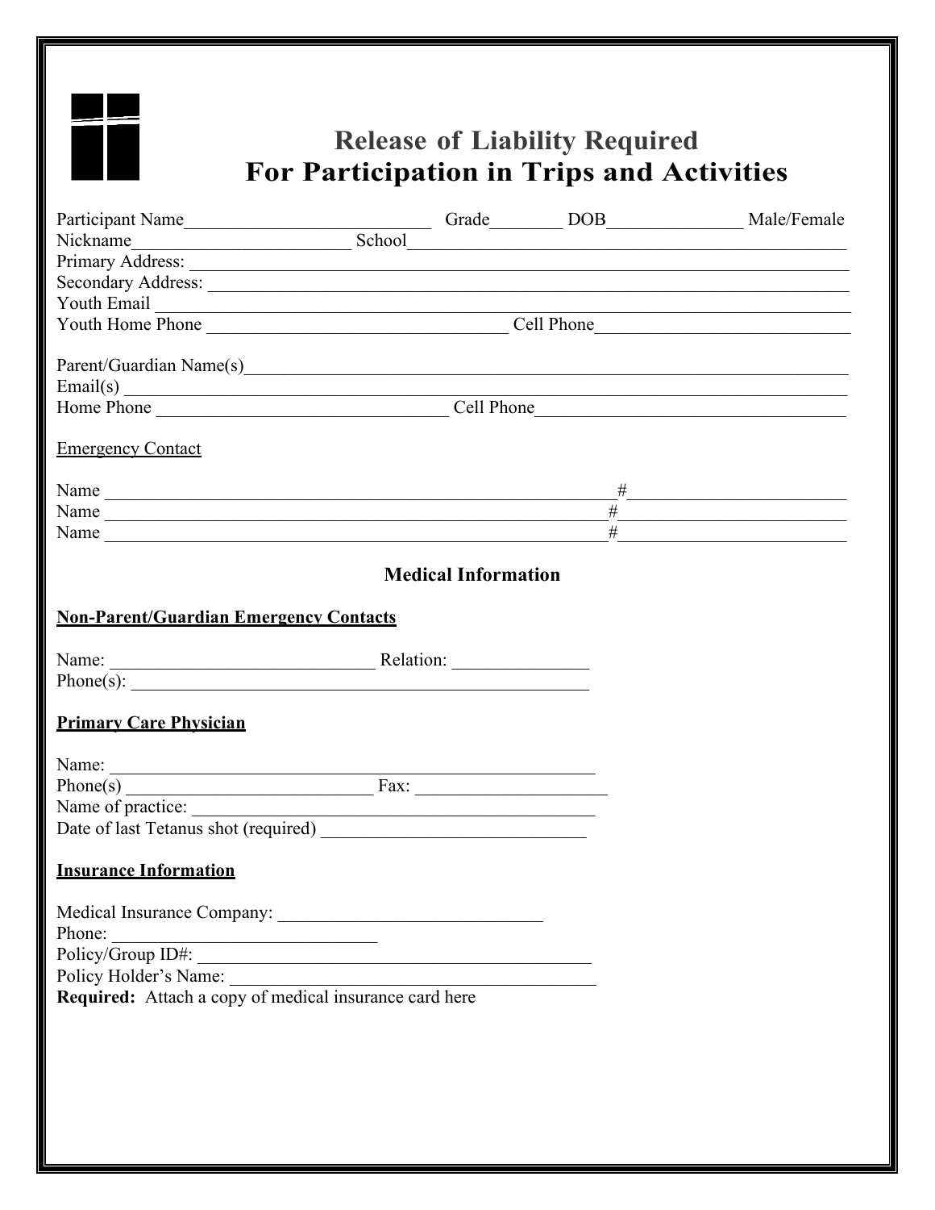# Release of Liability Required
# For Participation in Trips and Activities

Participant Name____________________________ Grade________ DOB_______________ Male/Female
Nickname________________________ School_______________________________________________
Primary Address: ______________________________________________________________________
Secondary Address: ____________________________________________________________________
Youth Email ___________________________________________________________________________
Youth Home Phone _________________________________ Cell Phone____________________________

Parent/Guardian Name(s)_________________________________________________________________
Email(s) _______________________________________________________________________________
Home Phone _________________________________ Cell Phone__________________________________

Emergency Contact

Name __________________________________________________________#______________________
Name _________________________________________________________#_______________________
Name _________________________________________________________#_______________________

**Medical Information**

**Non-Parent/Guardian Emergency Contacts**

Name: ______________________________ Relation: _______________
Phone(s): ____________________________________________________

**Primary Care Physician**

Name: ______________________________________________________
Phone(s) ____________________________ Fax: _____________________
Name of practice: _____________________________________________
Date of last Tetanus shot (required) ______________________________

**Insurance Information**

Medical Insurance Company: ______________________________
Phone: ______________________________
Policy/Group ID#: _____________________________________________
Policy Holder's Name: __________________________________________
**Required:** Attach a copy of medical insurance card here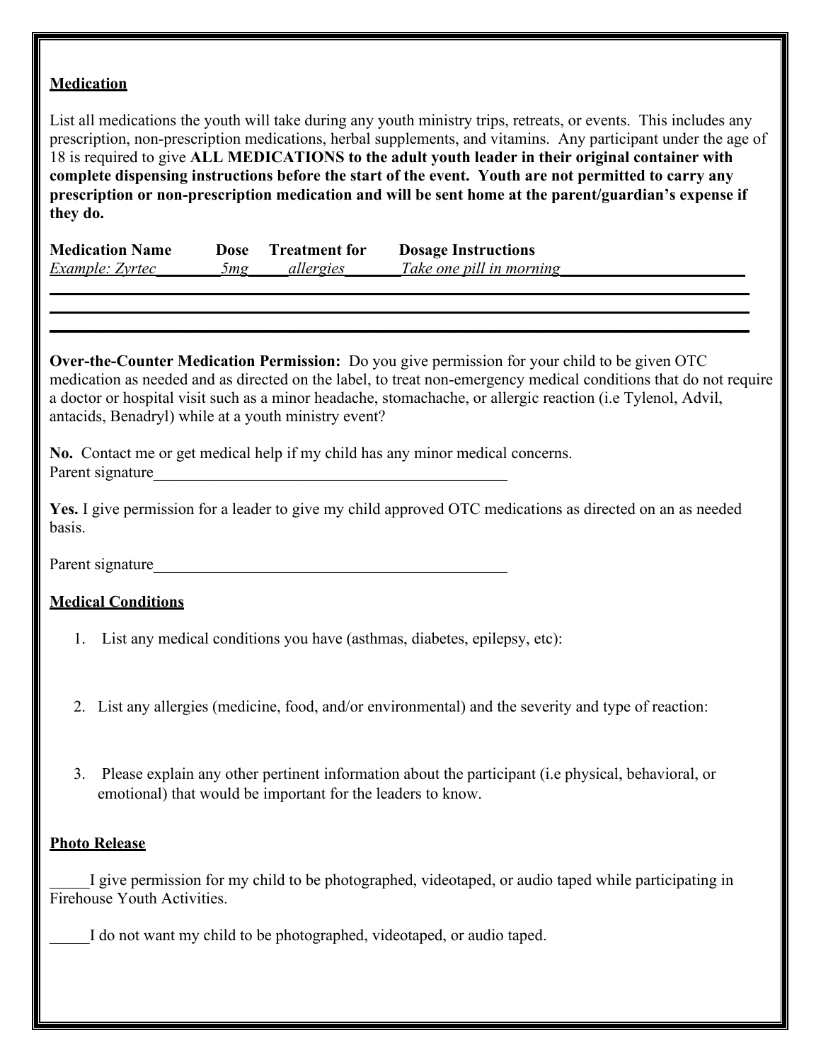**Medication**

List all medications the youth will take during any youth ministry trips, retreats, or events. This includes any prescription, non-prescription medications, herbal supplements, and vitamins. Any participant under the age of 18 is required to give **ALL MEDICATIONS to the adult youth leader in their original container with complete dispensing instructions before the start of the event. Youth are not permitted to carry any prescription or non-prescription medication and will be sent home at the parent/guardian's expense if they do.**

| Medication Name | Dose | Treatment for | Dosage Instructions |
|---|---|---|---|
| *Example: Zyrtec* | *5mg* | *allergies* | *Take one pill in morning* |
| | | | |
| | | | |
| | | | |

**Over-the-Counter Medication Permission:** Do you give permission for your child to be given OTC medication as needed and as directed on the label, to treat non-emergency medical conditions that do not require a doctor or hospital visit such as a minor headache, stomachache, or allergic reaction (i.e Tylenol, Advil, antacids, Benadryl) while at a youth ministry event?

**No.** Contact me or get medical help if my child has any minor medical concerns.
Parent signature_____________________________________________

**Yes.** I give permission for a leader to give my child approved OTC medications as directed on an as needed basis.

Parent signature_____________________________________________

**Medical Conditions**

1. List any medical conditions you have (asthmas, diabetes, epilepsy, etc):

2. List any allergies (medicine, food, and/or environmental) and the severity and type of reaction:

3. Please explain any other pertinent information about the participant (i.e physical, behavioral, or emotional) that would be important for the leaders to know.

**Photo Release**

_____I give permission for my child to be photographed, videotaped, or audio taped while participating in Firehouse Youth Activities.

_____I do not want my child to be photographed, videotaped, or audio taped.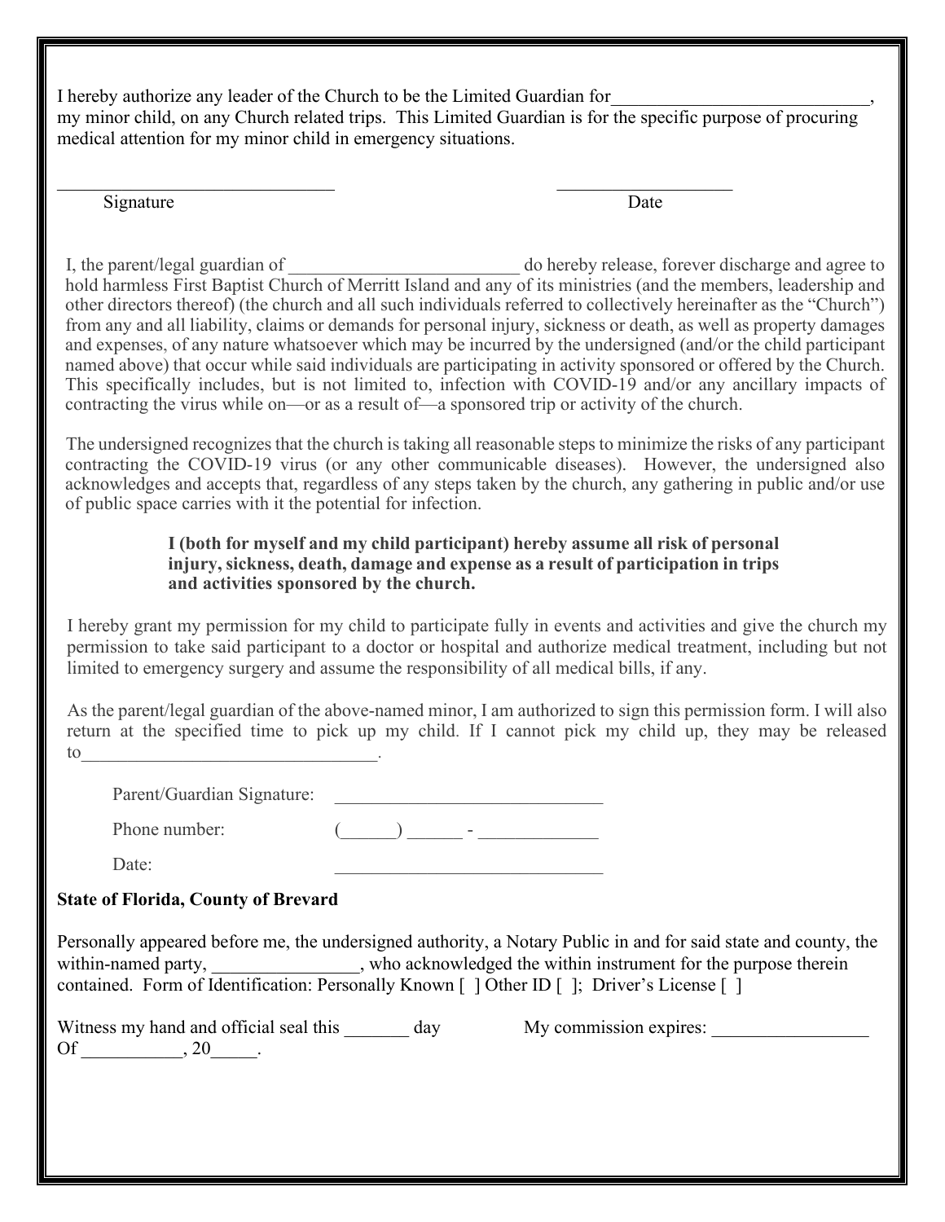I hereby authorize any leader of the Church to be the Limited Guardian for____________________________, my minor child, on any Church related trips. This Limited Guardian is for the specific purpose of procuring medical attention for my minor child in emergency situations.

______________________________ ___________________

Signature Date

I, the parent/legal guardian of _________________________ do hereby release, forever discharge and agree to hold harmless First Baptist Church of Merritt Island and any of its ministries (and the members, leadership and other directors thereof) (the church and all such individuals referred to collectively hereinafter as the "Church") from any and all liability, claims or demands for personal injury, sickness or death, as well as property damages and expenses, of any nature whatsoever which may be incurred by the undersigned (and/or the child participant named above) that occur while said individuals are participating in activity sponsored or offered by the Church. This specifically includes, but is not limited to, infection with COVID-19 and/or any ancillary impacts of contracting the virus while on—or as a result of—a sponsored trip or activity of the church.

The undersigned recognizes that the church is taking all reasonable steps to minimize the risks of any participant contracting the COVID-19 virus (or any other communicable diseases). However, the undersigned also acknowledges and accepts that, regardless of any steps taken by the church, any gathering in public and/or use of public space carries with it the potential for infection.

**I (both for myself and my child participant) hereby assume all risk of personal injury, sickness, death, damage and expense as a result of participation in trips and activities sponsored by the church.**

I hereby grant my permission for my child to participate fully in events and activities and give the church my permission to take said participant to a doctor or hospital and authorize medical treatment, including but not limited to emergency surgery and assume the responsibility of all medical bills, if any.

As the parent/legal guardian of the above-named minor, I am authorized to sign this permission form. I will also return at the specified time to pick up my child. If I cannot pick my child up, they may be released to_________________________________.

Parent/Guardian Signature: ______________________________

Phone number: (______) ______ - _____________

Date: ______________________________

**State of Florida, County of Brevard**

Personally appeared before me, the undersigned authority, a Notary Public in and for said state and county, the within-named party, ________________, who acknowledged the within instrument for the purpose therein contained. Form of Identification: Personally Known [ ] Other ID [ ]; Driver's License [ ]

Witness my hand and official seal this _______ day Of ___________, 20_____.

My commission expires: _________________